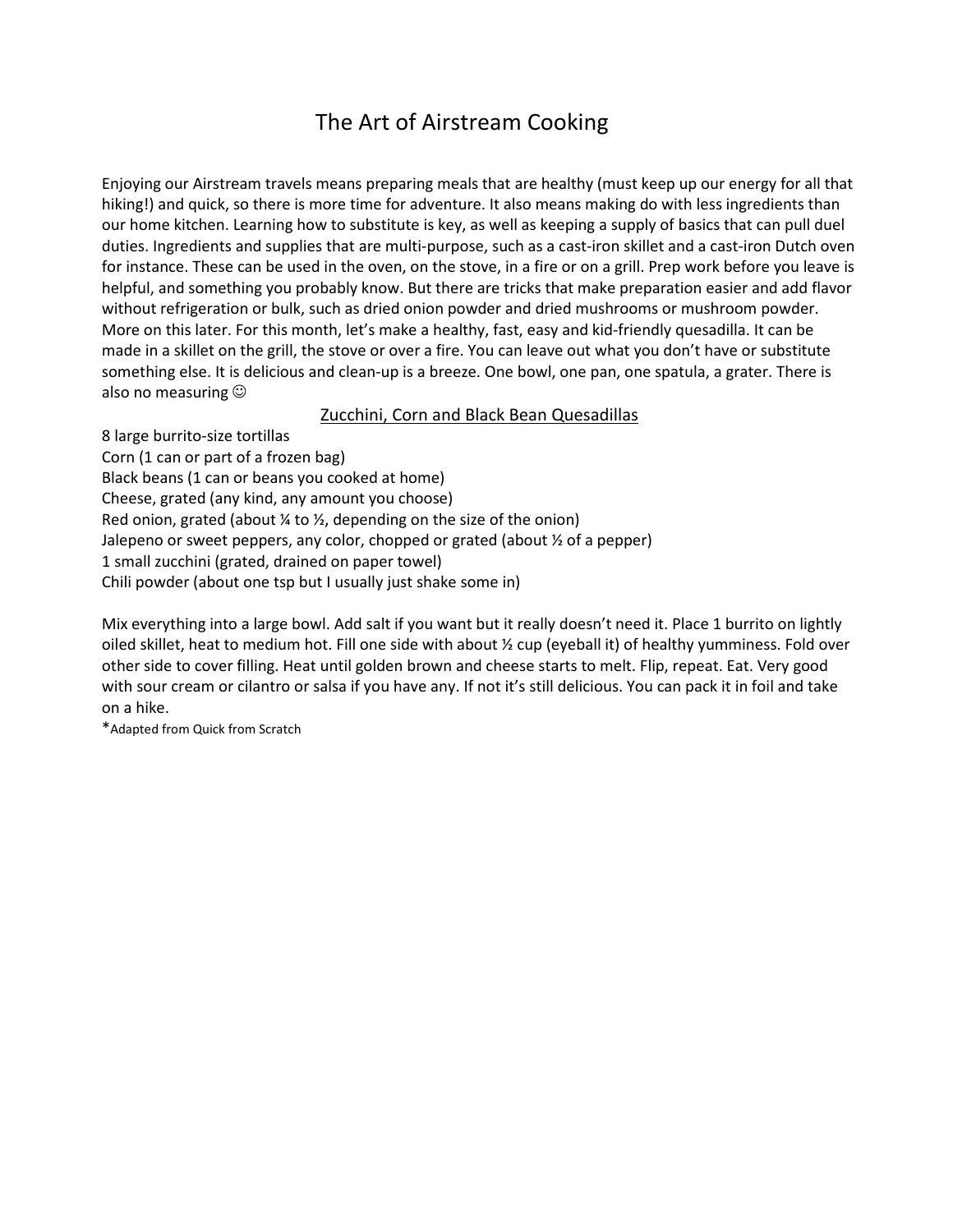# The Art of Airstream Cooking

Enjoying our Airstream travels means preparing meals that are healthy (must keep up our energy for all that hiking!) and quick, so there is more time for adventure. It also means making do with less ingredients than our home kitchen. Learning how to substitute is key, as well as keeping a supply of basics that can pull duel duties. Ingredients and supplies that are multi-purpose, such as a cast-iron skillet and a cast-iron Dutch oven for instance. These can be used in the oven, on the stove, in a fire or on a grill. Prep work before you leave is helpful, and something you probably know. But there are tricks that make preparation easier and add flavor without refrigeration or bulk, such as dried onion powder and dried mushrooms or mushroom powder. More on this later. For this month, let's make a healthy, fast, easy and kid-friendly quesadilla. It can be made in a skillet on the grill, the stove or over a fire. You can leave out what you don't have or substitute something else. It is delicious and clean-up is a breeze. One bowl, one pan, one spatula, a grater. There is also no measuring ☺

## Zucchini, Corn and Black Bean Quesadillas

8 large burrito-size tortillas  
Corn (1 can or part of a frozen bag)  
Black beans (1 can or beans you cooked at home)  
Cheese, grated (any kind, any amount you choose)  
Red onion, grated (about ¼ to ½, depending on the size of the onion)  
Jalepeno or sweet peppers, any color, chopped or grated (about ½ of a pepper)  
1 small zucchini (grated, drained on paper towel)  
Chili powder (about one tsp but I usually just shake some in)

Mix everything into a large bowl. Add salt if you want but it really doesn't need it. Place 1 burrito on lightly oiled skillet, heat to medium hot. Fill one side with about ½ cup (eyeball it) of healthy yumminess. Fold over other side to cover filling. Heat until golden brown and cheese starts to melt. Flip, repeat. Eat. Very good with sour cream or cilantro or salsa if you have any. If not it's still delicious. You can pack it in foil and take on a hike.

*Adapted from Quick from Scratch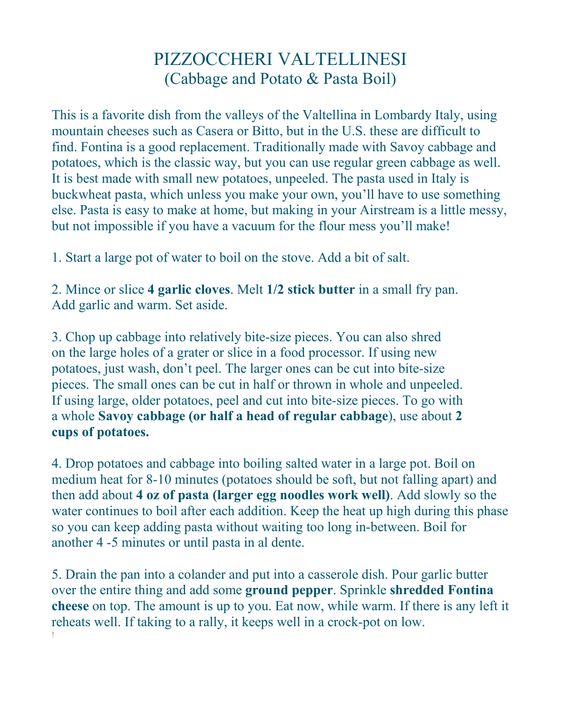# PIZZOCCHERI VALTELLINESI
## (Cabbage and Potato & Pasta Boil)

This is a favorite dish from the valleys of the Valtellina in Lombardy Italy, using mountain cheeses such as Casera or Bitto, but in the U.S. these are difficult to find. Fontina is a good replacement. Traditionally made with Savoy cabbage and potatoes, which is the classic way, but you can use regular green cabbage as well. It is best made with small new potatoes, unpeeled. The pasta used in Italy is buckwheat pasta, which unless you make your own, you'll have to use something else. Pasta is easy to make at home, but making in your Airstream is a little messy, but not impossible if you have a vacuum for the flour mess you'll make!

1. Start a large pot of water to boil on the stove. Add a bit of salt.

2. Mince or slice **4 garlic cloves**. Melt **1/2 stick butter** in a small fry pan. Add garlic and warm. Set aside.

3. Chop up cabbage into relatively bite-size pieces. You can also shred on the large holes of a grater or slice in a food processor. If using new potatoes, just wash, don't peel. The larger ones can be cut into bite-size pieces. The small ones can be cut in half or thrown in whole and unpeeled. If using large, older potatoes, peel and cut into bite-size pieces. To go with a whole **Savoy cabbage (or half a head of regular cabbage**), use about **2 cups of potatoes.**

4. Drop potatoes and cabbage into boiling salted water in a large pot. Boil on medium heat for 8-10 minutes (potatoes should be soft, but not falling apart) and then add about **4 oz of pasta (larger egg noodles work well)**. Add slowly so the water continues to boil after each addition. Keep the heat up high during this phase so you can keep adding pasta without waiting too long in-between. Boil for another 4 -5 minutes or until pasta in al dente.

5. Drain the pan into a colander and put into a casserole dish. Pour garlic butter over the entire thing and add some **ground pepper**. Sprinkle **shredded Fontina cheese** on top. The amount is up to you. Eat now, while warm. If there is any left it reheats well. If taking to a rally, it keeps well in a crock-pot on low.